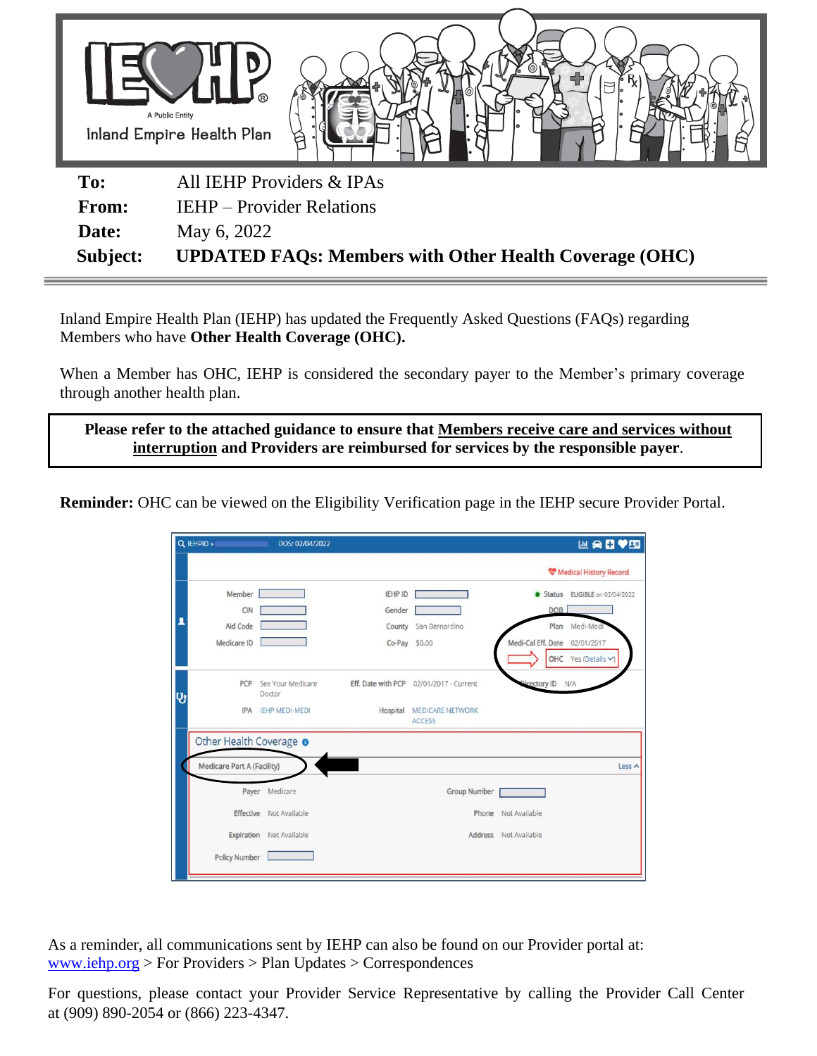To: All IEHP Providers & IPAs
From: IEHP – Provider Relations
Date: May 6, 2022
Subject: **UPDATED FAQs: Members with Other Health Coverage (OHC)**

Inland Empire Health Plan (IEHP) has updated the Frequently Asked Questions (FAQs) regarding Members who have **Other Health Coverage (OHC).**

When a Member has OHC, IEHP is considered the secondary payer to the Member's primary coverage through another health plan.

**Please refer to the attached guidance to ensure that Members receive care and services without interruption and Providers are reimbursed for services by the responsible payer.**

**Reminder:** OHC can be viewed on the Eligibility Verification page in the IEHP secure Provider Portal.

As a reminder, all communications sent by IEHP can also be found on our Provider portal at: www.iehp.org > For Providers > Plan Updates > Correspondences

For questions, please contact your Provider Service Representative by calling the Provider Call Center at (909) 890-2054 or (866) 223-4347.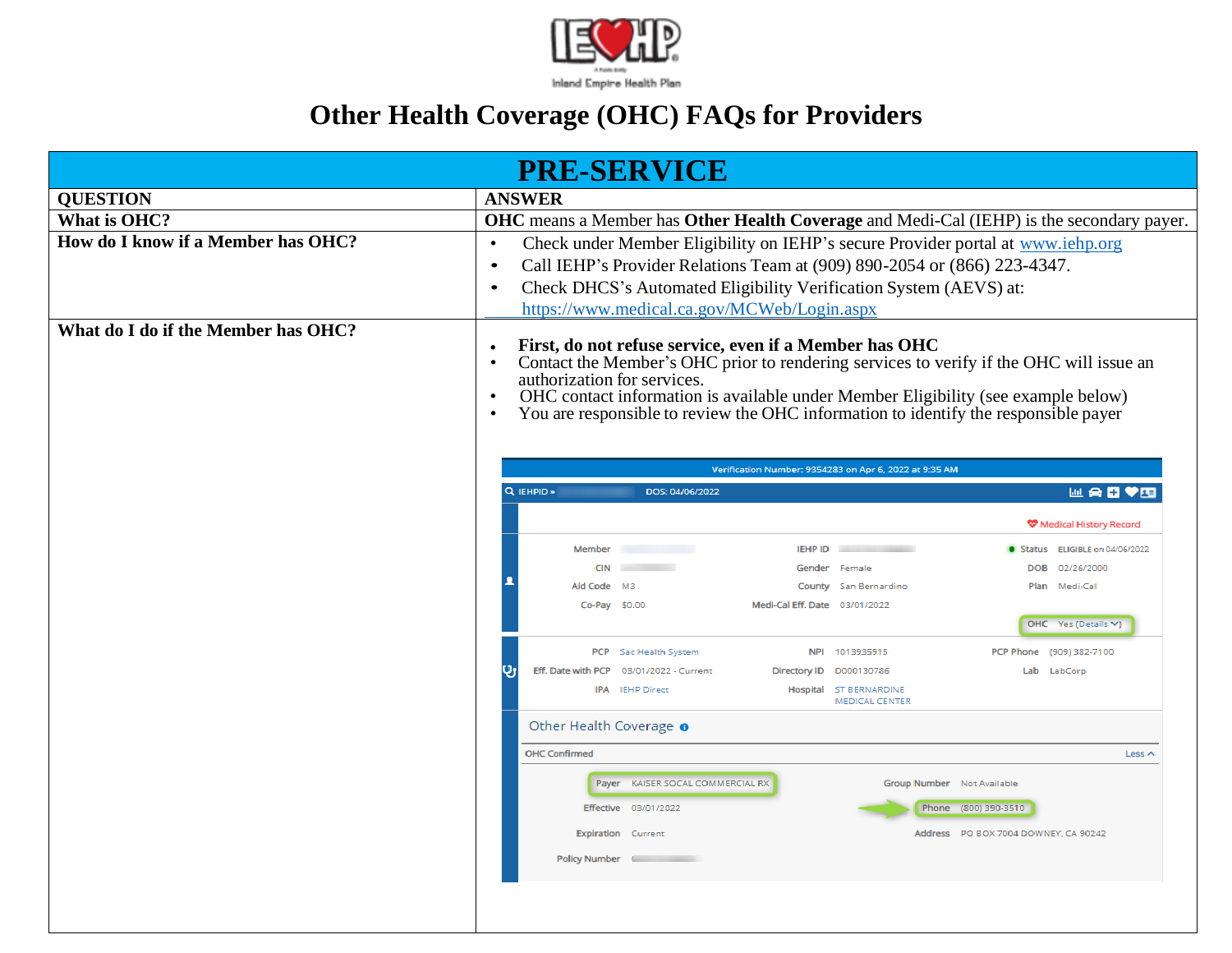# Other Health Coverage (OHC) FAQs for Providers

| PRE-SERVICE | |
|---|---|
| **QUESTION** | **ANSWER** |
| **What is OHC?** | **OHC** means a Member has **Other Health Coverage** and Medi-Cal (IEHP) is the secondary payer. |
| **How do I know if a Member has OHC?** | • Check under Member Eligibility on IEHP's secure Provider portal at www.iehp.org<br>• Call IEHP's Provider Relations Team at (909) 890-2054 or (866) 223-4347.<br>• Check DHCS's Automated Eligibility Verification System (AEVS) at: https://www.medical.ca.gov/MCWeb/Login.aspx |
| **What do I do if the Member has OHC?** | • **First, do not refuse service, even if a Member has OHC**<br>• Contact the Member's OHC prior to rendering services to verify if the OHC will issue an authorization for services.<br>• OHC contact information is available under Member Eligibility (see example below)<br>• You are responsible to review the OHC information to identify the responsible payer |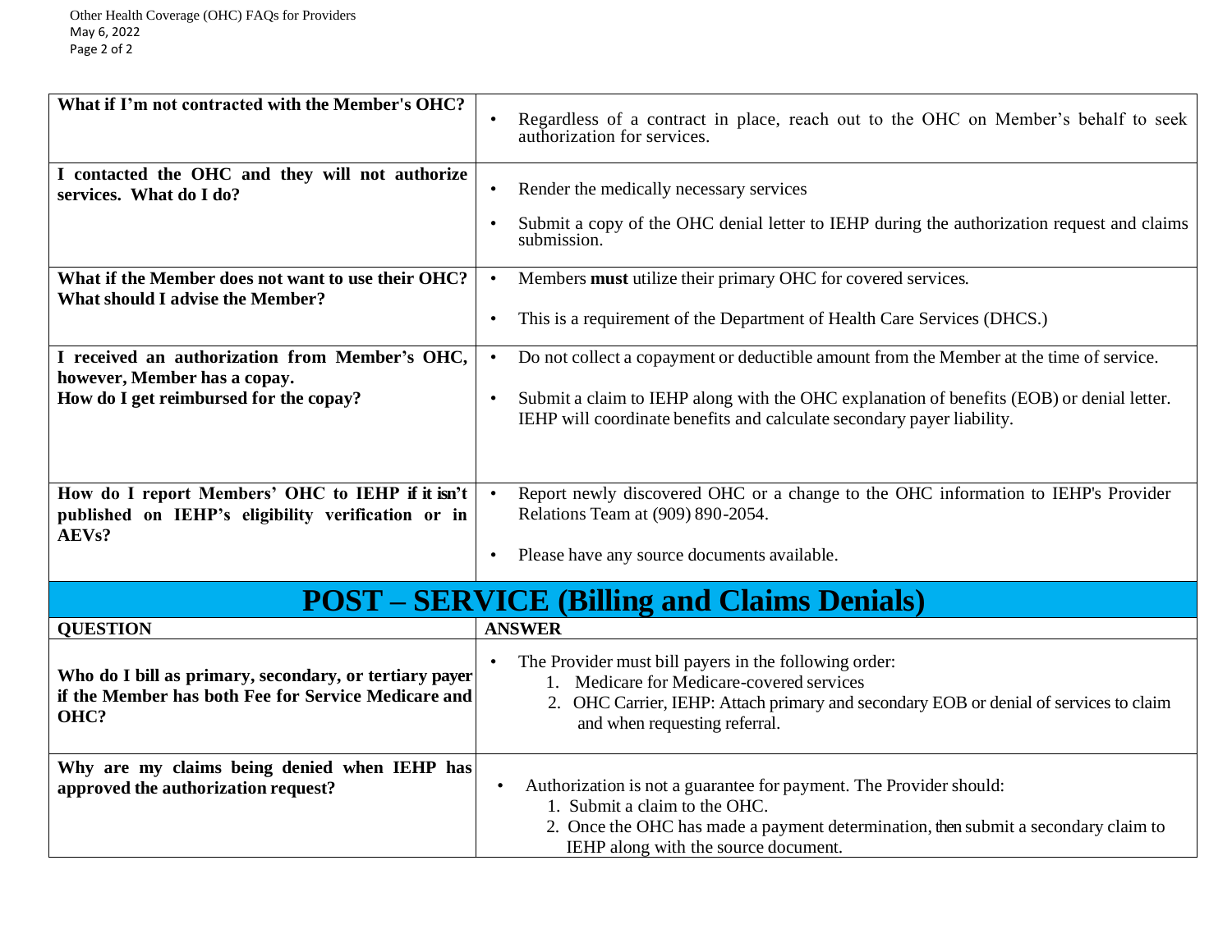| | |
|---|---|
| **What if I'm not contracted with the Member's OHC?** | • Regardless of a contract in place, reach out to the OHC on Member's behalf to seek authorization for services. |
| **I contacted the OHC and they will not authorize services. What do I do?** | • Render the medically necessary services<br>• Submit a copy of the OHC denial letter to IEHP during the authorization request and claims submission. |
| **What if the Member does not want to use their OHC? What should I advise the Member?** | • Members **must** utilize their primary OHC for covered services.<br>• This is a requirement of the Department of Health Care Services (DHCS.) |
| **I received an authorization from Member's OHC, however, Member has a copay. How do I get reimbursed for the copay?** | • Do not collect a copayment or deductible amount from the Member at the time of service.<br>• Submit a claim to IEHP along with the OHC explanation of benefits (EOB) or denial letter. IEHP will coordinate benefits and calculate secondary payer liability. |
| **How do I report Members' OHC to IEHP if it isn't published on IEHP's eligibility verification or in AEVs?** | • Report newly discovered OHC or a change to the OHC information to IEHP's Provider Relations Team at (909) 890-2054.<br>• Please have any source documents available. |

## POST – SERVICE (Billing and Claims Denials)

| QUESTION | ANSWER |
|---|---|
| **Who do I bill as primary, secondary, or tertiary payer if the Member has both Fee for Service Medicare and OHC?** | • The Provider must bill payers in the following order:<br>1. Medicare for Medicare-covered services<br>2. OHC Carrier, IEHP: Attach primary and secondary EOB or denial of services to claim and when requesting referral. |
| **Why are my claims being denied when IEHP has approved the authorization request?** | • Authorization is not a guarantee for payment. The Provider should:<br>1. Submit a claim to the OHC.<br>2. Once the OHC has made a payment determination, then submit a secondary claim to IEHP along with the source document. |